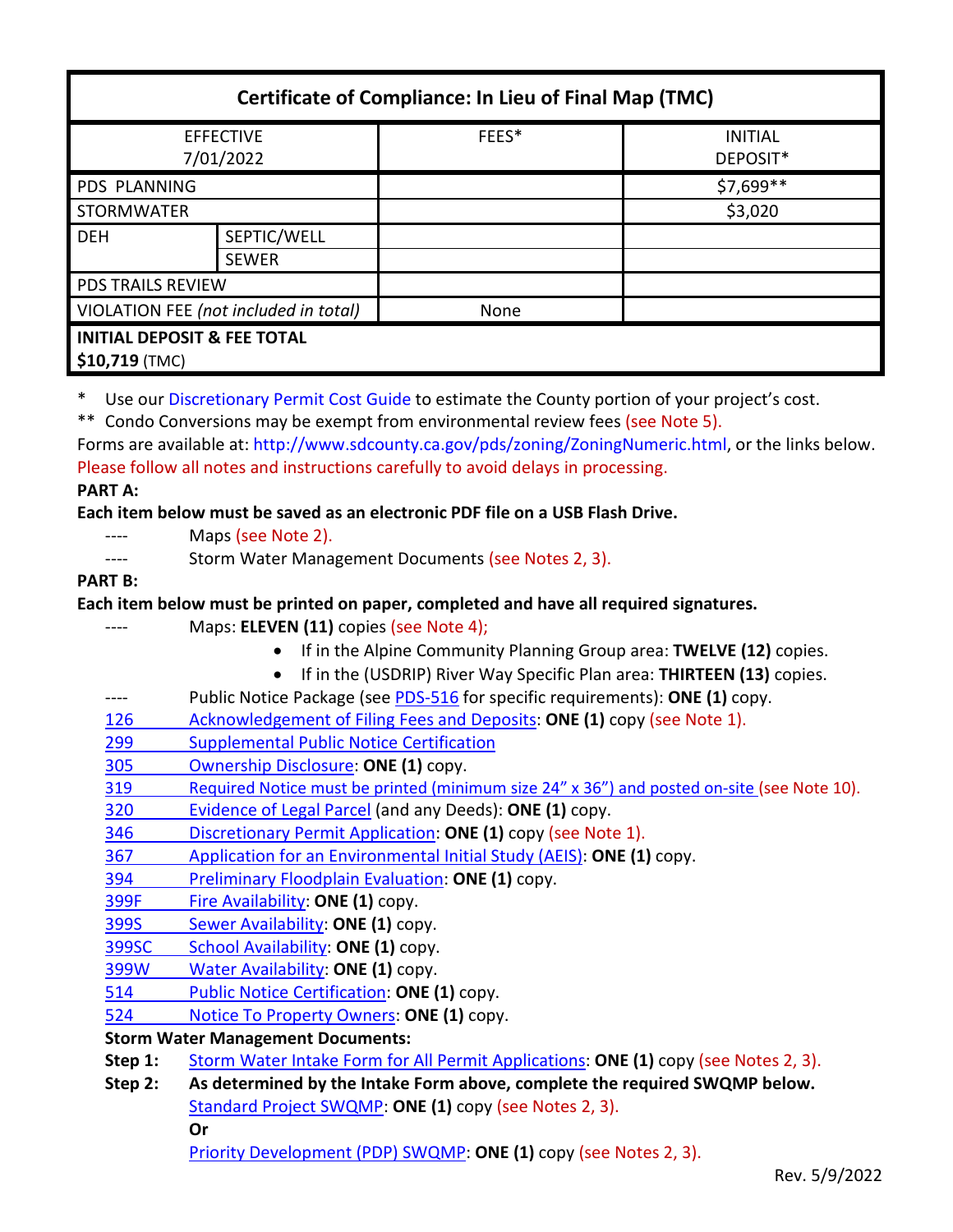| Certificate of Compliance: In Lieu of Final Map (TMC) | | | |
|---|---|---|---|
| EFFECTIVE 7/01/2022 | | FEES* | INITIAL DEPOSIT* |
| PDS PLANNING | | | $7,699** |
| STORMWATER | | | $3,020 |
| DEH | SEPTIC/WELL | | |
| | SEWER | | |
| PDS TRAILS REVIEW | | | |
| VIOLATION FEE *(not included in total)* | | None | |
| **INITIAL DEPOSIT & FEE TOTAL** **$10,719** (TMC) | | | |

\* Use our Discretionary Permit Cost Guide to estimate the County portion of your project's cost.

** Condo Conversions may be exempt from environmental review fees (see Note 5).

Forms are available at: http://www.sdcounty.ca.gov/pds/zoning/ZoningNumeric.html, or the links below.

Please follow all notes and instructions carefully to avoid delays in processing.

**PART A:**

**Each item below must be saved as an electronic PDF file on a USB Flash Drive.**

---- Maps (see Note 2).

---- Storm Water Management Documents (see Notes 2, 3).

**PART B:**

**Each item below must be printed on paper, completed and have all required signatures.**

---- Maps: **ELEVEN (11)** copies (see Note 4);

- If in the Alpine Community Planning Group area: **TWELVE (12)** copies.
- If in the (USDRIP) River Way Specific Plan area: **THIRTEEN (13)** copies.

---- Public Notice Package (see PDS-516 for specific requirements): **ONE (1)** copy.

126 Acknowledgement of Filing Fees and Deposits: **ONE (1)** copy (see Note 1).

299 Supplemental Public Notice Certification

305 Ownership Disclosure: **ONE (1)** copy.

319 Required Notice must be printed (minimum size 24" x 36") and posted on-site (see Note 10).

320 Evidence of Legal Parcel (and any Deeds): **ONE (1)** copy.

346 Discretionary Permit Application: **ONE (1)** copy (see Note 1).

367 Application for an Environmental Initial Study (AEIS): **ONE (1)** copy.

394 Preliminary Floodplain Evaluation: **ONE (1)** copy.

399F Fire Availability: **ONE (1)** copy.

399S Sewer Availability: **ONE (1)** copy.

399SC School Availability: **ONE (1)** copy.

399W Water Availability: **ONE (1)** copy.

514 Public Notice Certification: **ONE (1)** copy.

524 Notice To Property Owners: **ONE (1)** copy.

**Storm Water Management Documents:**

**Step 1:** Storm Water Intake Form for All Permit Applications: **ONE (1)** copy (see Notes 2, 3).

**Step 2:** **As determined by the Intake Form above, complete the required SWQMP below.**

Standard Project SWQMP: **ONE (1)** copy (see Notes 2, 3).

**Or**

Priority Development (PDP) SWQMP: **ONE (1)** copy (see Notes 2, 3).

Rev. 5/9/2022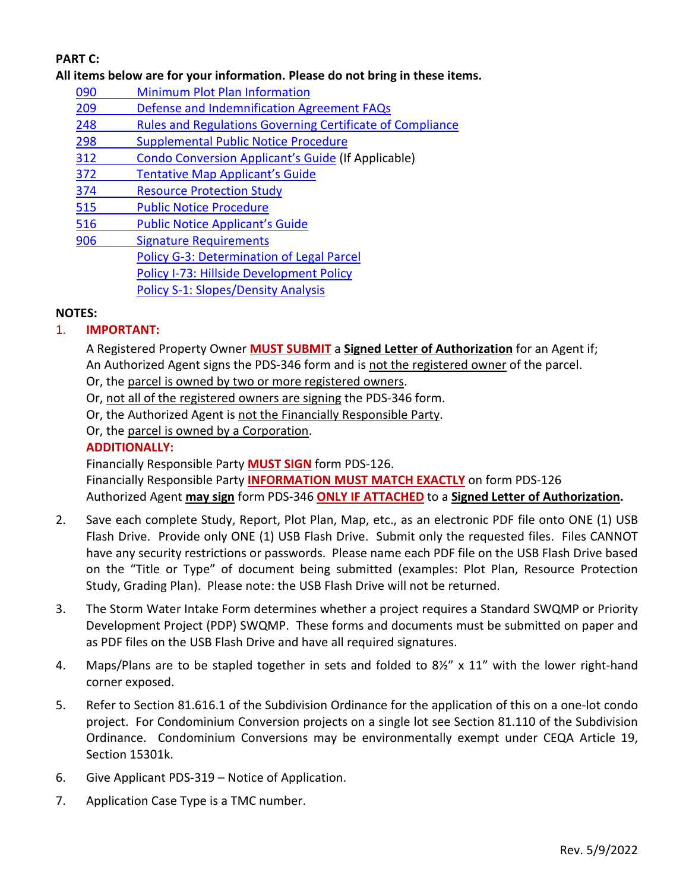**PART C:**

**All items below are for your information. Please do not bring in these items.**

- 090 Minimum Plot Plan Information
- 209 Defense and Indemnification Agreement FAQs
- 248 Rules and Regulations Governing Certificate of Compliance
- 298 Supplemental Public Notice Procedure
- 312 Condo Conversion Applicant's Guide (If Applicable)
- 372 Tentative Map Applicant's Guide
- 374 Resource Protection Study
- 515 Public Notice Procedure
- 516 Public Notice Applicant's Guide
- 906 Signature Requirements
- Policy G-3: Determination of Legal Parcel
- Policy I-73: Hillside Development Policy
- Policy S-1: Slopes/Density Analysis

**NOTES:**

1. **IMPORTANT:**

   A Registered Property Owner **MUST SUBMIT** a **Signed Letter of Authorization** for an Agent if;
   An Authorized Agent signs the PDS-346 form and is not the registered owner of the parcel.
   Or, the parcel is owned by two or more registered owners.
   Or, not all of the registered owners are signing the PDS-346 form.
   Or, the Authorized Agent is not the Financially Responsible Party.
   Or, the parcel is owned by a Corporation.

   **ADDITIONALLY:**

   Financially Responsible Party **MUST SIGN** form PDS-126.
   Financially Responsible Party **INFORMATION MUST MATCH EXACTLY** on form PDS-126
   Authorized Agent **may sign** form PDS-346 **ONLY IF ATTACHED** to a **Signed Letter of Authorization.**

2. Save each complete Study, Report, Plot Plan, Map, etc., as an electronic PDF file onto ONE (1) USB Flash Drive. Provide only ONE (1) USB Flash Drive. Submit only the requested files. Files CANNOT have any security restrictions or passwords. Please name each PDF file on the USB Flash Drive based on the "Title or Type" of document being submitted (examples: Plot Plan, Resource Protection Study, Grading Plan). Please note: the USB Flash Drive will not be returned.

3. The Storm Water Intake Form determines whether a project requires a Standard SWQMP or Priority Development Project (PDP) SWQMP. These forms and documents must be submitted on paper and as PDF files on the USB Flash Drive and have all required signatures.

4. Maps/Plans are to be stapled together in sets and folded to 8½" x 11" with the lower right-hand corner exposed.

5. Refer to Section 81.616.1 of the Subdivision Ordinance for the application of this on a one-lot condo project. For Condominium Conversion projects on a single lot see Section 81.110 of the Subdivision Ordinance. Condominium Conversions may be environmentally exempt under CEQA Article 19, Section 15301k.

6. Give Applicant PDS-319 – Notice of Application.

7. Application Case Type is a TMC number.

Rev. 5/9/2022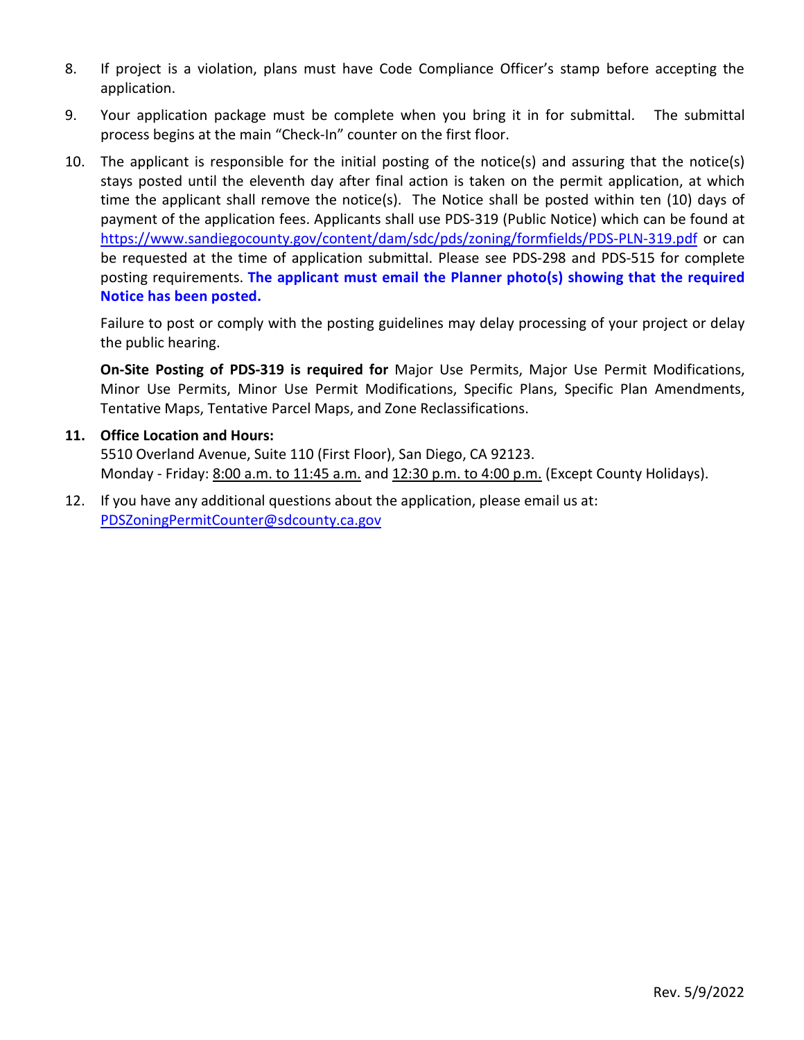8. If project is a violation, plans must have Code Compliance Officer's stamp before accepting the application.

9. Your application package must be complete when you bring it in for submittal. The submittal process begins at the main "Check-In" counter on the first floor.

10. The applicant is responsible for the initial posting of the notice(s) and assuring that the notice(s) stays posted until the eleventh day after final action is taken on the permit application, at which time the applicant shall remove the notice(s). The Notice shall be posted within ten (10) days of payment of the application fees. Applicants shall use PDS-319 (Public Notice) which can be found at https://www.sandiegocounty.gov/content/dam/sdc/pds/zoning/formfields/PDS-PLN-319.pdf or can be requested at the time of application submittal. Please see PDS-298 and PDS-515 for complete posting requirements. **The applicant must email the Planner photo(s) showing that the required Notice has been posted.**

    Failure to post or comply with the posting guidelines may delay processing of your project or delay the public hearing.

    **On-Site Posting of PDS-319 is required for** Major Use Permits, Major Use Permit Modifications, Minor Use Permits, Minor Use Permit Modifications, Specific Plans, Specific Plan Amendments, Tentative Maps, Tentative Parcel Maps, and Zone Reclassifications.

11. **Office Location and Hours:**
    5510 Overland Avenue, Suite 110 (First Floor), San Diego, CA 92123.
    Monday - Friday: 8:00 a.m. to 11:45 a.m. and 12:30 p.m. to 4:00 p.m. (Except County Holidays).

12. If you have any additional questions about the application, please email us at:
    PDSZoningPermitCounter@sdcounty.ca.gov

Rev. 5/9/2022